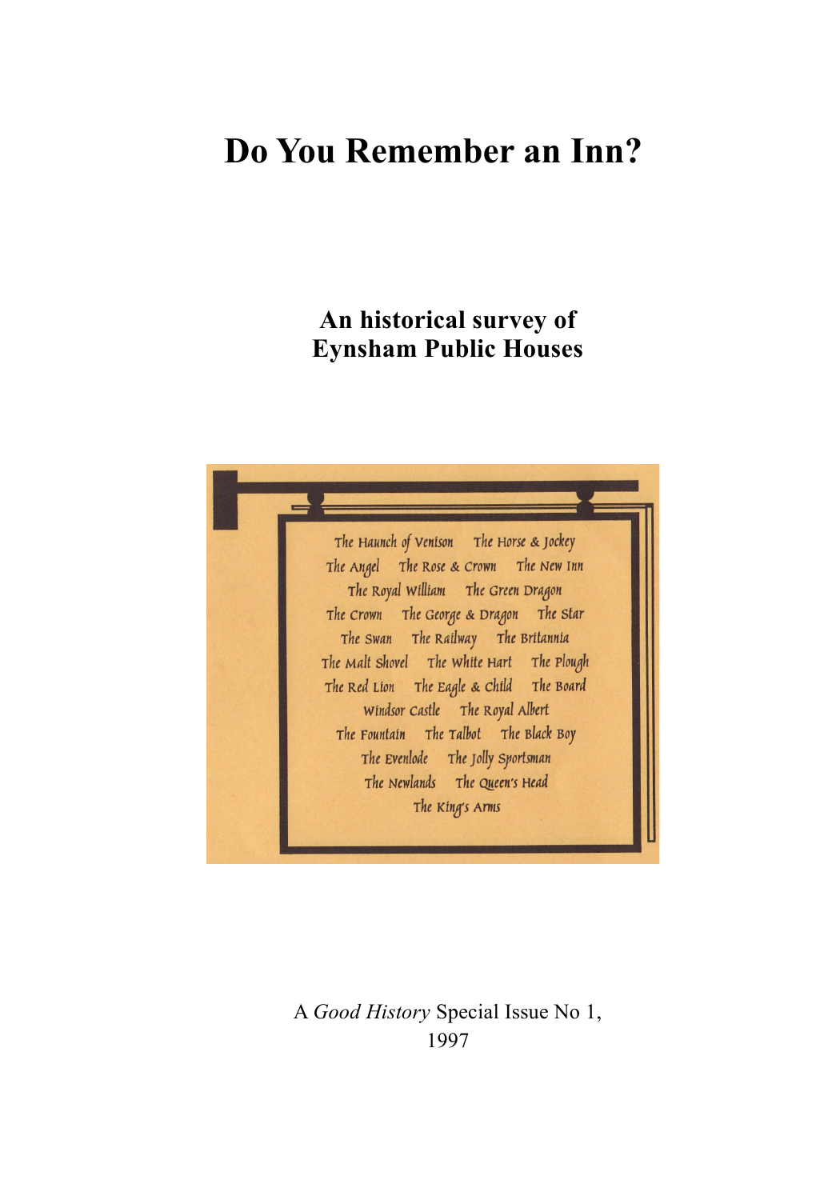# Do You Remember an Inn?

**An historical survey of Eynsham Public Houses**

The Haunch of Venison The Horse & Jockey
The Angel The Rose & Crown The New Inn
The Royal William The Green Dragon
The Crown The George & Dragon The Star
The Swan The Railway The Britannia
The Malt Shovel The White Hart The Plough
The Red Lion The Eagle & Child The Board
Windsor Castle The Royal Albert
The Fountain The Talbot The Black Boy
The Evenlode The Jolly Sportsman
The Newlands The Queen's Head
The King's Arms

A *Good History* Special Issue No 1, 1997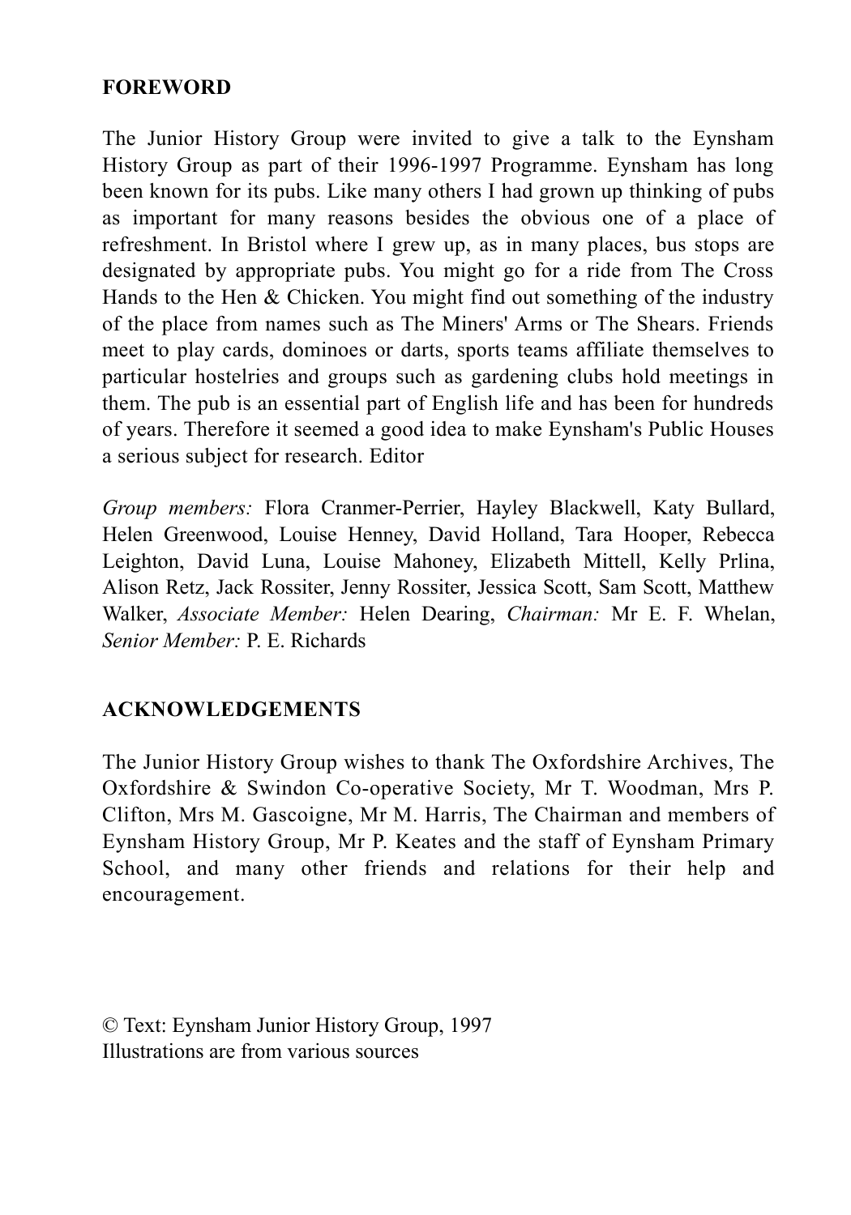## FOREWORD

The Junior History Group were invited to give a talk to the Eynsham History Group as part of their 1996-1997 Programme. Eynsham has long been known for its pubs. Like many others I had grown up thinking of pubs as important for many reasons besides the obvious one of a place of refreshment. In Bristol where I grew up, as in many places, bus stops are designated by appropriate pubs. You might go for a ride from The Cross Hands to the Hen & Chicken. You might find out something of the industry of the place from names such as The Miners' Arms or The Shears. Friends meet to play cards, dominoes or darts, sports teams affiliate themselves to particular hostelries and groups such as gardening clubs hold meetings in them. The pub is an essential part of English life and has been for hundreds of years. Therefore it seemed a good idea to make Eynsham's Public Houses a serious subject for research. Editor

*Group members:* Flora Cranmer-Perrier, Hayley Blackwell, Katy Bullard, Helen Greenwood, Louise Henney, David Holland, Tara Hooper, Rebecca Leighton, David Luna, Louise Mahoney, Elizabeth Mittell, Kelly Prlina, Alison Retz, Jack Rossiter, Jenny Rossiter, Jessica Scott, Sam Scott, Matthew Walker, *Associate Member:* Helen Dearing, *Chairman:* Mr E. F. Whelan, *Senior Member:* P. E. Richards

## ACKNOWLEDGEMENTS

The Junior History Group wishes to thank The Oxfordshire Archives, The Oxfordshire & Swindon Co-operative Society, Mr T. Woodman, Mrs P. Clifton, Mrs M. Gascoigne, Mr M. Harris, The Chairman and members of Eynsham History Group, Mr P. Keates and the staff of Eynsham Primary School, and many other friends and relations for their help and encouragement.

© Text: Eynsham Junior History Group, 1997
Illustrations are from various sources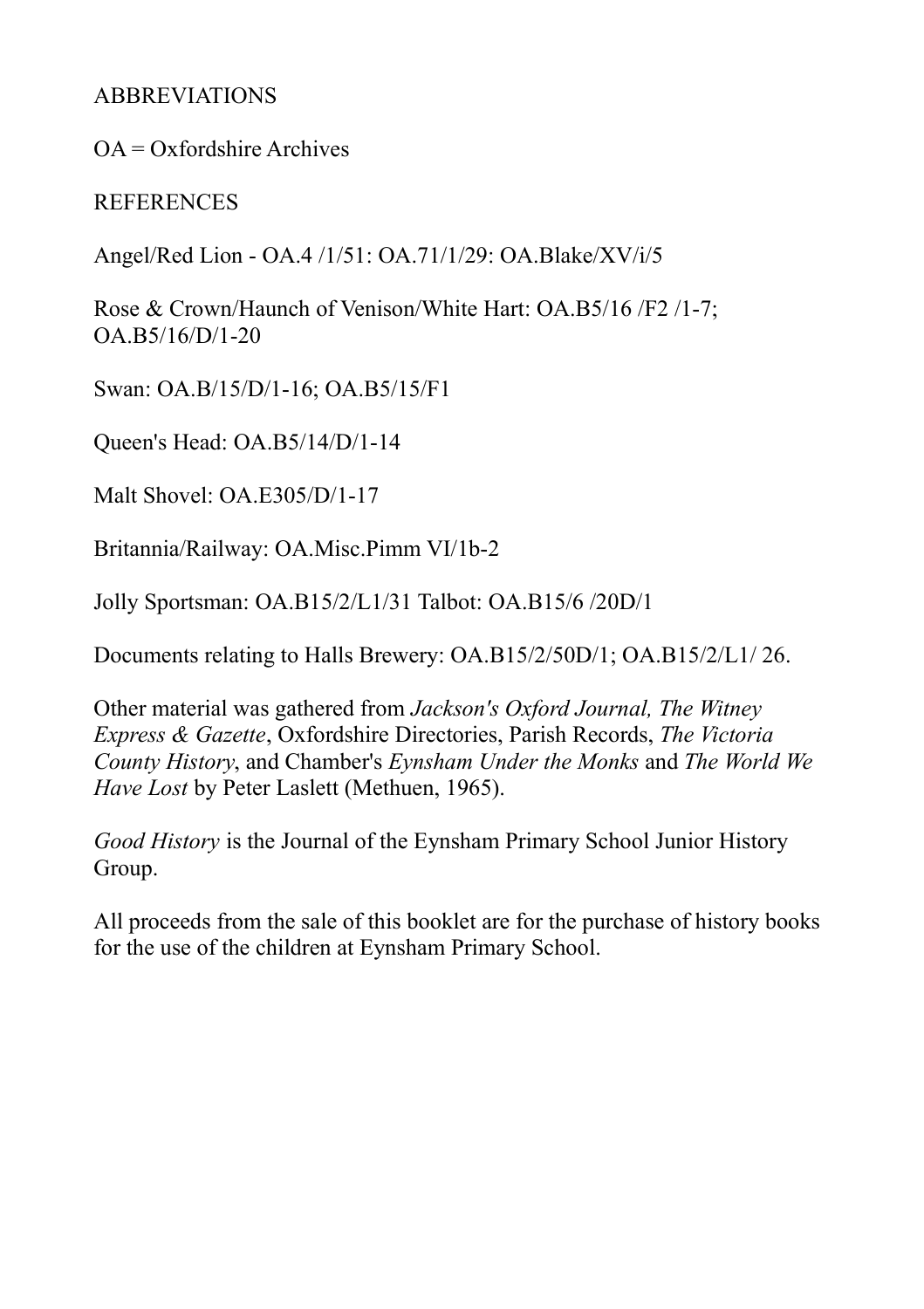ABBREVIATIONS

OA = Oxfordshire Archives

REFERENCES

Angel/Red Lion - OA.4 /1/51: OA.71/1/29: OA.Blake/XV/i/5

Rose & Crown/Haunch of Venison/White Hart: OA.B5/16 /F2 /1-7; OA.B5/16/D/1-20

Swan: OA.B/15/D/1-16; OA.B5/15/F1

Queen's Head: OA.B5/14/D/1-14

Malt Shovel: OA.E305/D/1-17

Britannia/Railway: OA.Misc.Pimm VI/1b-2

Jolly Sportsman: OA.B15/2/L1/31 Talbot: OA.B15/6 /20D/1

Documents relating to Halls Brewery: OA.B15/2/50D/1; OA.B15/2/L1/ 26.

Other material was gathered from *Jackson's Oxford Journal, The Witney Express & Gazette*, Oxfordshire Directories, Parish Records, *The Victoria County History*, and Chamber's *Eynsham Under the Monks* and *The World We Have Lost* by Peter Laslett (Methuen, 1965).

*Good History* is the Journal of the Eynsham Primary School Junior History Group.

All proceeds from the sale of this booklet are for the purchase of history books for the use of the children at Eynsham Primary School.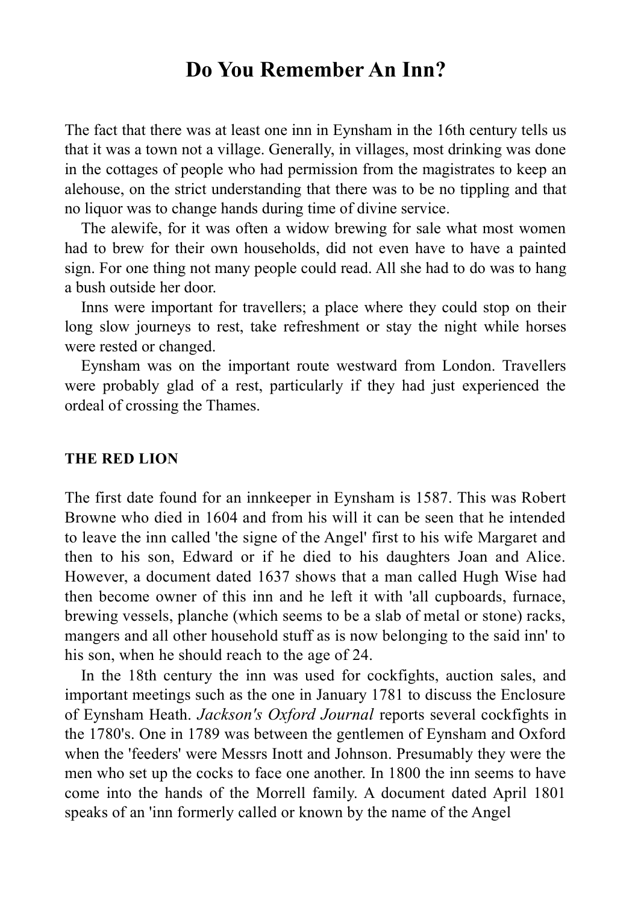# Do You Remember An Inn?

The fact that there was at least one inn in Eynsham in the 16th century tells us that it was a town not a village. Generally, in villages, most drinking was done in the cottages of people who had permission from the magistrates to keep an alehouse, on the strict understanding that there was to be no tippling and that no liquor was to change hands during time of divine service.

The alewife, for it was often a widow brewing for sale what most women had to brew for their own households, did not even have to have a painted sign. For one thing not many people could read. All she had to do was to hang a bush outside her door.

Inns were important for travellers; a place where they could stop on their long slow journeys to rest, take refreshment or stay the night while horses were rested or changed.

Eynsham was on the important route westward from London. Travellers were probably glad of a rest, particularly if they had just experienced the ordeal of crossing the Thames.

### THE RED LION

The first date found for an innkeeper in Eynsham is 1587. This was Robert Browne who died in 1604 and from his will it can be seen that he intended to leave the inn called 'the signe of the Angel' first to his wife Margaret and then to his son, Edward or if he died to his daughters Joan and Alice. However, a document dated 1637 shows that a man called Hugh Wise had then become owner of this inn and he left it with 'all cupboards, furnace, brewing vessels, planche (which seems to be a slab of metal or stone) racks, mangers and all other household stuff as is now belonging to the said inn' to his son, when he should reach to the age of 24.

In the 18th century the inn was used for cockfights, auction sales, and important meetings such as the one in January 1781 to discuss the Enclosure of Eynsham Heath. *Jackson's Oxford Journal* reports several cockfights in the 1780's. One in 1789 was between the gentlemen of Eynsham and Oxford when the 'feeders' were Messrs Inott and Johnson. Presumably they were the men who set up the cocks to face one another. In 1800 the inn seems to have come into the hands of the Morrell family. A document dated April 1801 speaks of an 'inn formerly called or known by the name of the Angel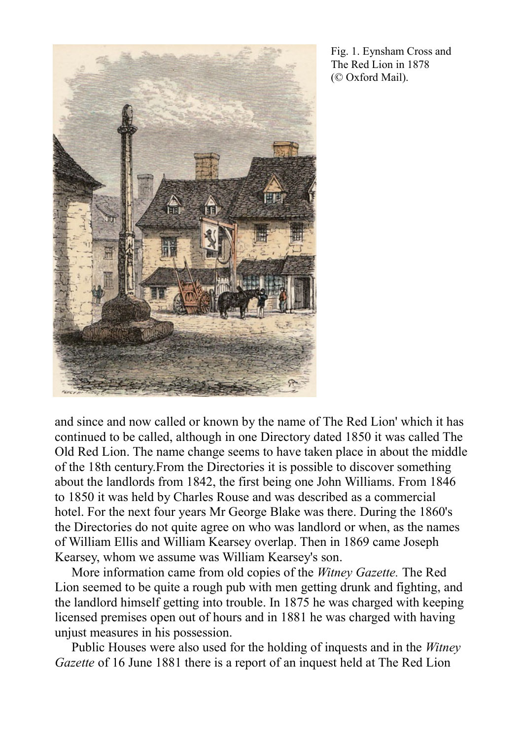Fig. 1. Eynsham Cross and The Red Lion in 1878 (© Oxford Mail).

and since and now called or known by the name of The Red Lion' which it has continued to be called, although in one Directory dated 1850 it was called The Old Red Lion. The name change seems to have taken place in about the middle of the 18th century.From the Directories it is possible to discover something about the landlords from 1842, the first being one John Williams. From 1846 to 1850 it was held by Charles Rouse and was described as a commercial hotel. For the next four years Mr George Blake was there. During the 1860's the Directories do not quite agree on who was landlord or when, as the names of William Ellis and William Kearsey overlap. Then in 1869 came Joseph Kearsey, whom we assume was William Kearsey's son.

More information came from old copies of the *Witney Gazette.* The Red Lion seemed to be quite a rough pub with men getting drunk and fighting, and the landlord himself getting into trouble. In 1875 he was charged with keeping licensed premises open out of hours and in 1881 he was charged with having unjust measures in his possession.

Public Houses were also used for the holding of inquests and in the *Witney Gazette* of 16 June 1881 there is a report of an inquest held at The Red Lion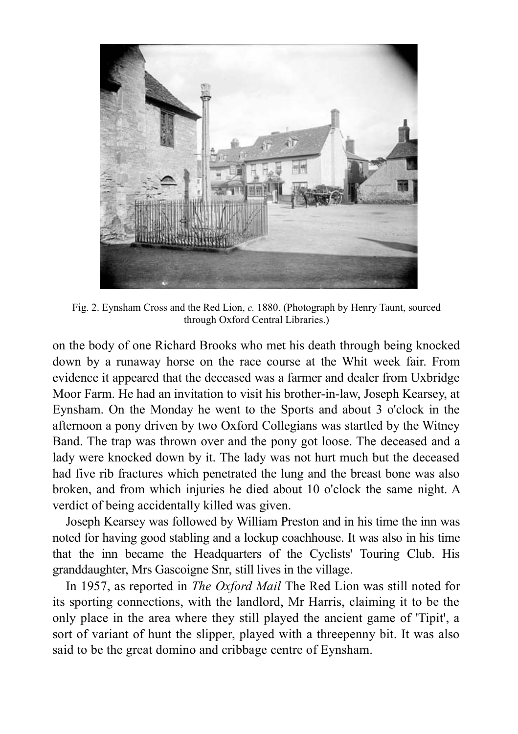Fig. 2. Eynsham Cross and the Red Lion, *c.* 1880. (Photograph by Henry Taunt, sourced through Oxford Central Libraries.)

on the body of one Richard Brooks who met his death through being knocked down by a runaway horse on the race course at the Whit week fair. From evidence it appeared that the deceased was a farmer and dealer from Uxbridge Moor Farm. He had an invitation to visit his brother-in-law, Joseph Kearsey, at Eynsham. On the Monday he went to the Sports and about 3 o'clock in the afternoon a pony driven by two Oxford Collegians was startled by the Witney Band. The trap was thrown over and the pony got loose. The deceased and a lady were knocked down by it. The lady was not hurt much but the deceased had five rib fractures which penetrated the lung and the breast bone was also broken, and from which injuries he died about 10 o'clock the same night. A verdict of being accidentally killed was given.

Joseph Kearsey was followed by William Preston and in his time the inn was noted for having good stabling and a lockup coachhouse. It was also in his time that the inn became the Headquarters of the Cyclists' Touring Club. His granddaughter, Mrs Gascoigne Snr, still lives in the village.

In 1957, as reported in *The Oxford Mail* The Red Lion was still noted for its sporting connections, with the landlord, Mr Harris, claiming it to be the only place in the area where they still played the ancient game of 'Tipit', a sort of variant of hunt the slipper, played with a threepenny bit. It was also said to be the great domino and cribbage centre of Eynsham.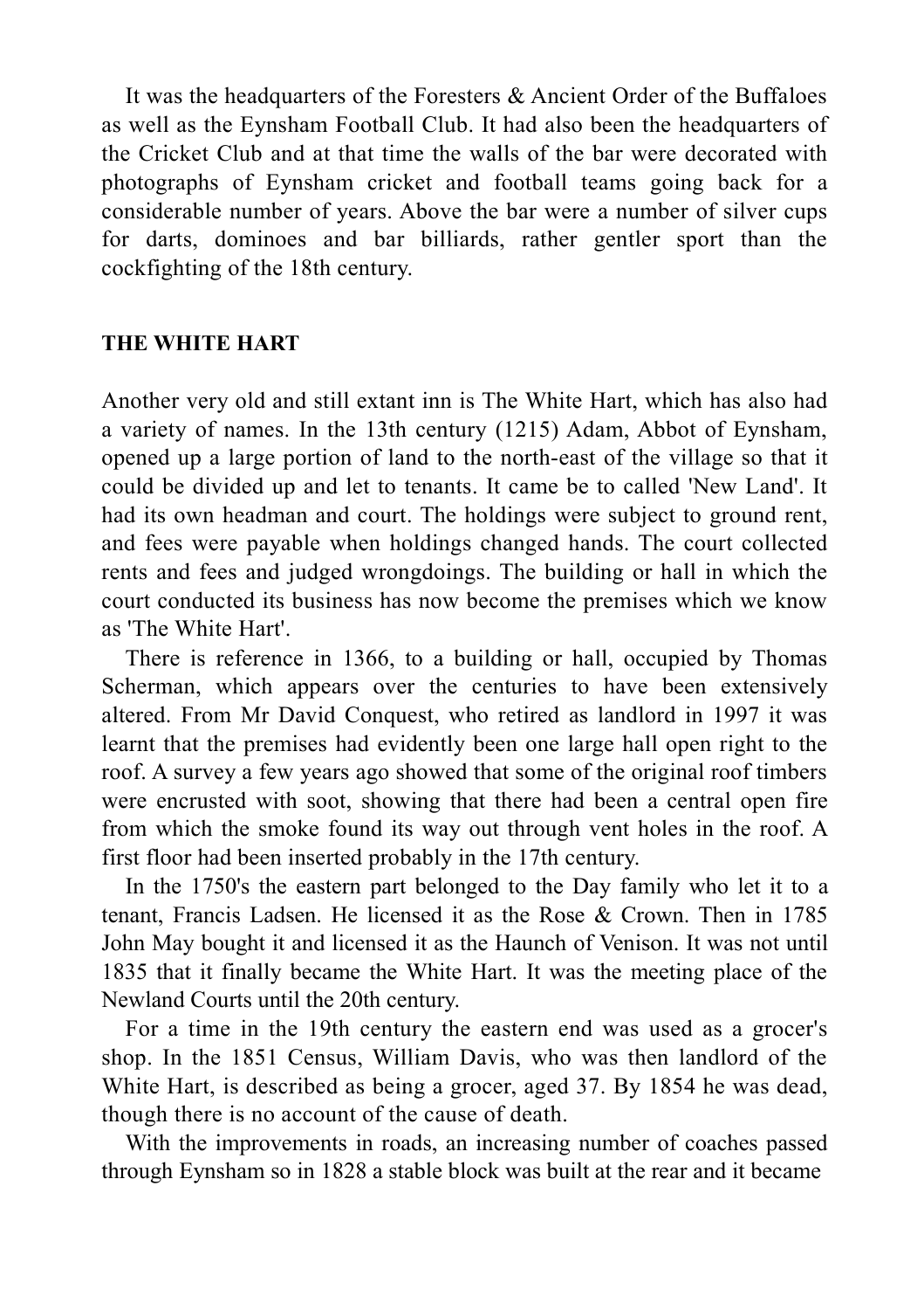It was the headquarters of the Foresters & Ancient Order of the Buffaloes as well as the Eynsham Football Club. It had also been the headquarters of the Cricket Club and at that time the walls of the bar were decorated with photographs of Eynsham cricket and football teams going back for a considerable number of years. Above the bar were a number of silver cups for darts, dominoes and bar billiards, rather gentler sport than the cockfighting of the 18th century.

## THE WHITE HART

Another very old and still extant inn is The White Hart, which has also had a variety of names. In the 13th century (1215) Adam, Abbot of Eynsham, opened up a large portion of land to the north-east of the village so that it could be divided up and let to tenants. It came be to called 'New Land'. It had its own headman and court. The holdings were subject to ground rent, and fees were payable when holdings changed hands. The court collected rents and fees and judged wrongdoings. The building or hall in which the court conducted its business has now become the premises which we know as 'The White Hart'.

There is reference in 1366, to a building or hall, occupied by Thomas Scherman, which appears over the centuries to have been extensively altered. From Mr David Conquest, who retired as landlord in 1997 it was learnt that the premises had evidently been one large hall open right to the roof. A survey a few years ago showed that some of the original roof timbers were encrusted with soot, showing that there had been a central open fire from which the smoke found its way out through vent holes in the roof. A first floor had been inserted probably in the 17th century.

In the 1750's the eastern part belonged to the Day family who let it to a tenant, Francis Ladsen. He licensed it as the Rose & Crown. Then in 1785 John May bought it and licensed it as the Haunch of Venison. It was not until 1835 that it finally became the White Hart. It was the meeting place of the Newland Courts until the 20th century.

For a time in the 19th century the eastern end was used as a grocer's shop. In the 1851 Census, William Davis, who was then landlord of the White Hart, is described as being a grocer, aged 37. By 1854 he was dead, though there is no account of the cause of death.

With the improvements in roads, an increasing number of coaches passed through Eynsham so in 1828 a stable block was built at the rear and it became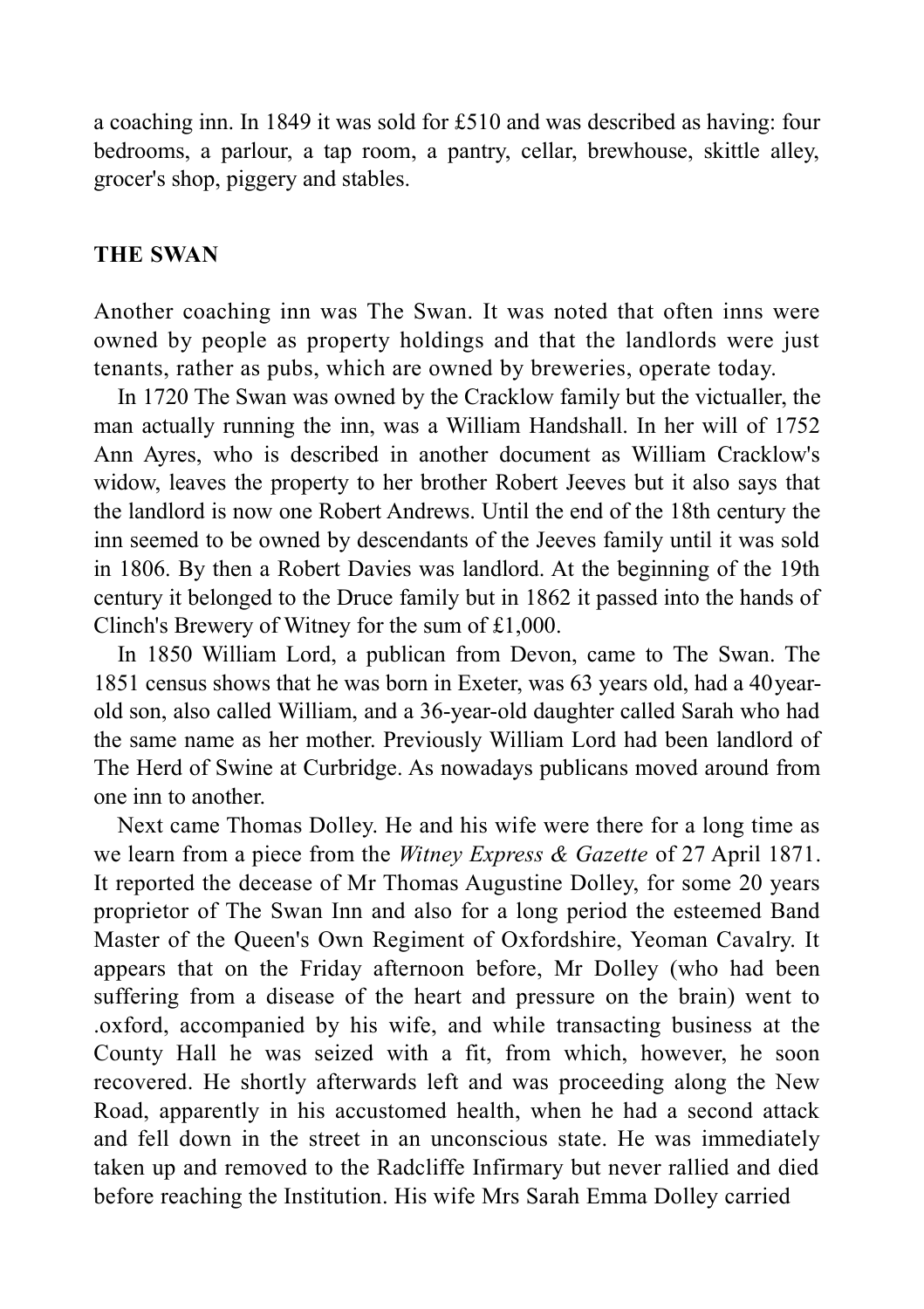a coaching inn. In 1849 it was sold for £510 and was described as having: four bedrooms, a parlour, a tap room, a pantry, cellar, brewhouse, skittle alley, grocer's shop, piggery and stables.

## THE SWAN

Another coaching inn was The Swan. It was noted that often inns were owned by people as property holdings and that the landlords were just tenants, rather as pubs, which are owned by breweries, operate today.

In 1720 The Swan was owned by the Cracklow family but the victualler, the man actually running the inn, was a William Handshall. In her will of 1752 Ann Ayres, who is described in another document as William Cracklow's widow, leaves the property to her brother Robert Jeeves but it also says that the landlord is now one Robert Andrews. Until the end of the 18th century the inn seemed to be owned by descendants of the Jeeves family until it was sold in 1806. By then a Robert Davies was landlord. At the beginning of the 19th century it belonged to the Druce family but in 1862 it passed into the hands of Clinch's Brewery of Witney for the sum of £1,000.

In 1850 William Lord, a publican from Devon, came to The Swan. The 1851 census shows that he was born in Exeter, was 63 years old, had a 40year-old son, also called William, and a 36-year-old daughter called Sarah who had the same name as her mother. Previously William Lord had been landlord of The Herd of Swine at Curbridge. As nowadays publicans moved around from one inn to another.

Next came Thomas Dolley. He and his wife were there for a long time as we learn from a piece from the *Witney Express & Gazette* of 27 April 1871. It reported the decease of Mr Thomas Augustine Dolley, for some 20 years proprietor of The Swan Inn and also for a long period the esteemed Band Master of the Queen's Own Regiment of Oxfordshire, Yeoman Cavalry. It appears that on the Friday afternoon before, Mr Dolley (who had been suffering from a disease of the heart and pressure on the brain) went to .oxford, accompanied by his wife, and while transacting business at the County Hall he was seized with a fit, from which, however, he soon recovered. He shortly afterwards left and was proceeding along the New Road, apparently in his accustomed health, when he had a second attack and fell down in the street in an unconscious state. He was immediately taken up and removed to the Radcliffe Infirmary but never rallied and died before reaching the Institution. His wife Mrs Sarah Emma Dolley carried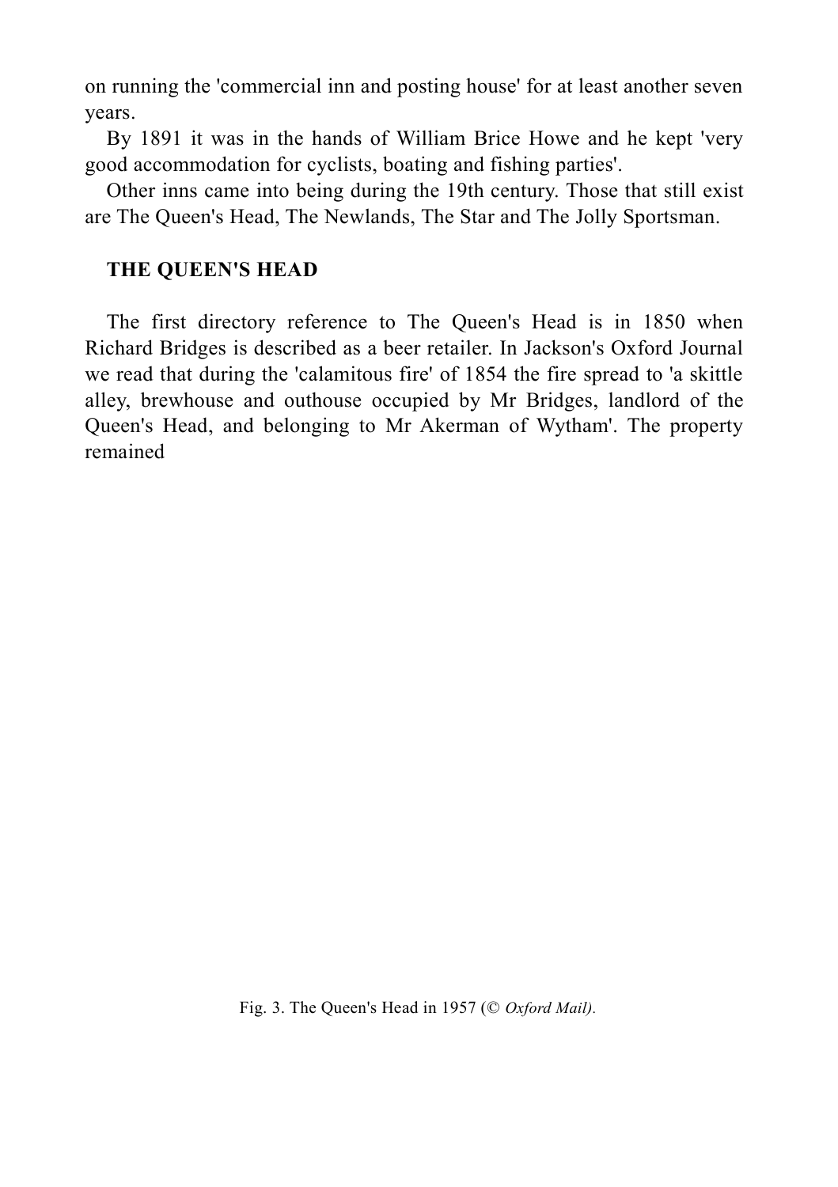on running the 'commercial inn and posting house' for at least another seven years.

By 1891 it was in the hands of William Brice Howe and he kept 'very good accommodation for cyclists, boating and fishing parties'.

Other inns came into being during the 19th century. Those that still exist are The Queen's Head, The Newlands, The Star and The Jolly Sportsman.

### THE QUEEN'S HEAD

The first directory reference to The Queen's Head is in 1850 when Richard Bridges is described as a beer retailer. In Jackson's Oxford Journal we read that during the 'calamitous fire' of 1854 the fire spread to 'a skittle alley, brewhouse and outhouse occupied by Mr Bridges, landlord of the Queen's Head, and belonging to Mr Akerman of Wytham'. The property remained

Fig. 3. The Queen's Head in 1957 (© *Oxford Mail).*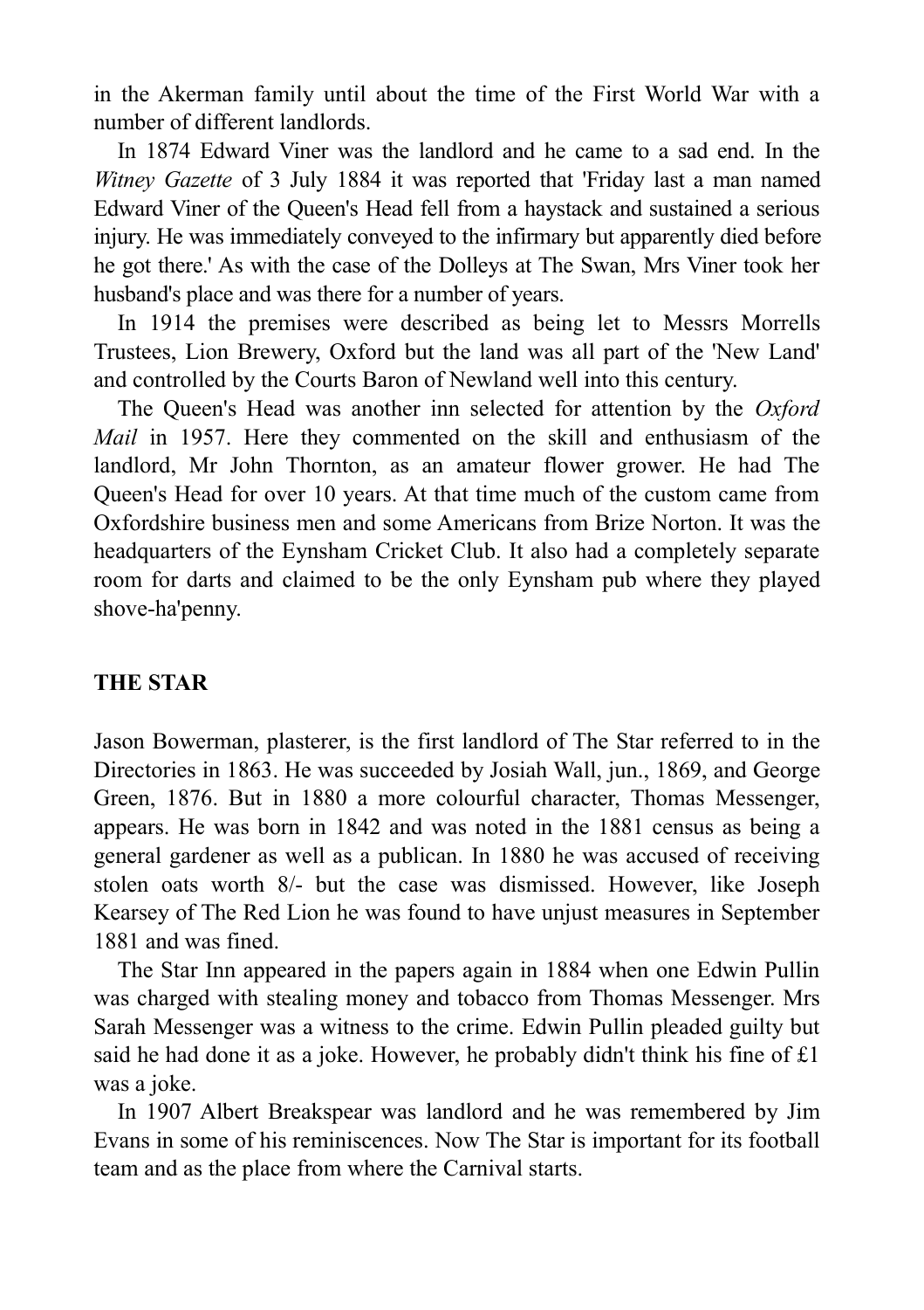in the Akerman family until about the time of the First World War with a number of different landlords.

In 1874 Edward Viner was the landlord and he came to a sad end. In the *Witney Gazette* of 3 July 1884 it was reported that 'Friday last a man named Edward Viner of the Queen's Head fell from a haystack and sustained a serious injury. He was immediately conveyed to the infirmary but apparently died before he got there.' As with the case of the Dolleys at The Swan, Mrs Viner took her husband's place and was there for a number of years.

In 1914 the premises were described as being let to Messrs Morrells Trustees, Lion Brewery, Oxford but the land was all part of the 'New Land' and controlled by the Courts Baron of Newland well into this century.

The Queen's Head was another inn selected for attention by the *Oxford Mail* in 1957. Here they commented on the skill and enthusiasm of the landlord, Mr John Thornton, as an amateur flower grower. He had The Queen's Head for over 10 years. At that time much of the custom came from Oxfordshire business men and some Americans from Brize Norton. It was the headquarters of the Eynsham Cricket Club. It also had a completely separate room for darts and claimed to be the only Eynsham pub where they played shove-ha'penny.

## THE STAR

Jason Bowerman, plasterer, is the first landlord of The Star referred to in the Directories in 1863. He was succeeded by Josiah Wall, jun., 1869, and George Green, 1876. But in 1880 a more colourful character, Thomas Messenger, appears. He was born in 1842 and was noted in the 1881 census as being a general gardener as well as a publican. In 1880 he was accused of receiving stolen oats worth 8/- but the case was dismissed. However, like Joseph Kearsey of The Red Lion he was found to have unjust measures in September 1881 and was fined.

The Star Inn appeared in the papers again in 1884 when one Edwin Pullin was charged with stealing money and tobacco from Thomas Messenger. Mrs Sarah Messenger was a witness to the crime. Edwin Pullin pleaded guilty but said he had done it as a joke. However, he probably didn't think his fine of £1 was a joke.

In 1907 Albert Breakspear was landlord and he was remembered by Jim Evans in some of his reminiscences. Now The Star is important for its football team and as the place from where the Carnival starts.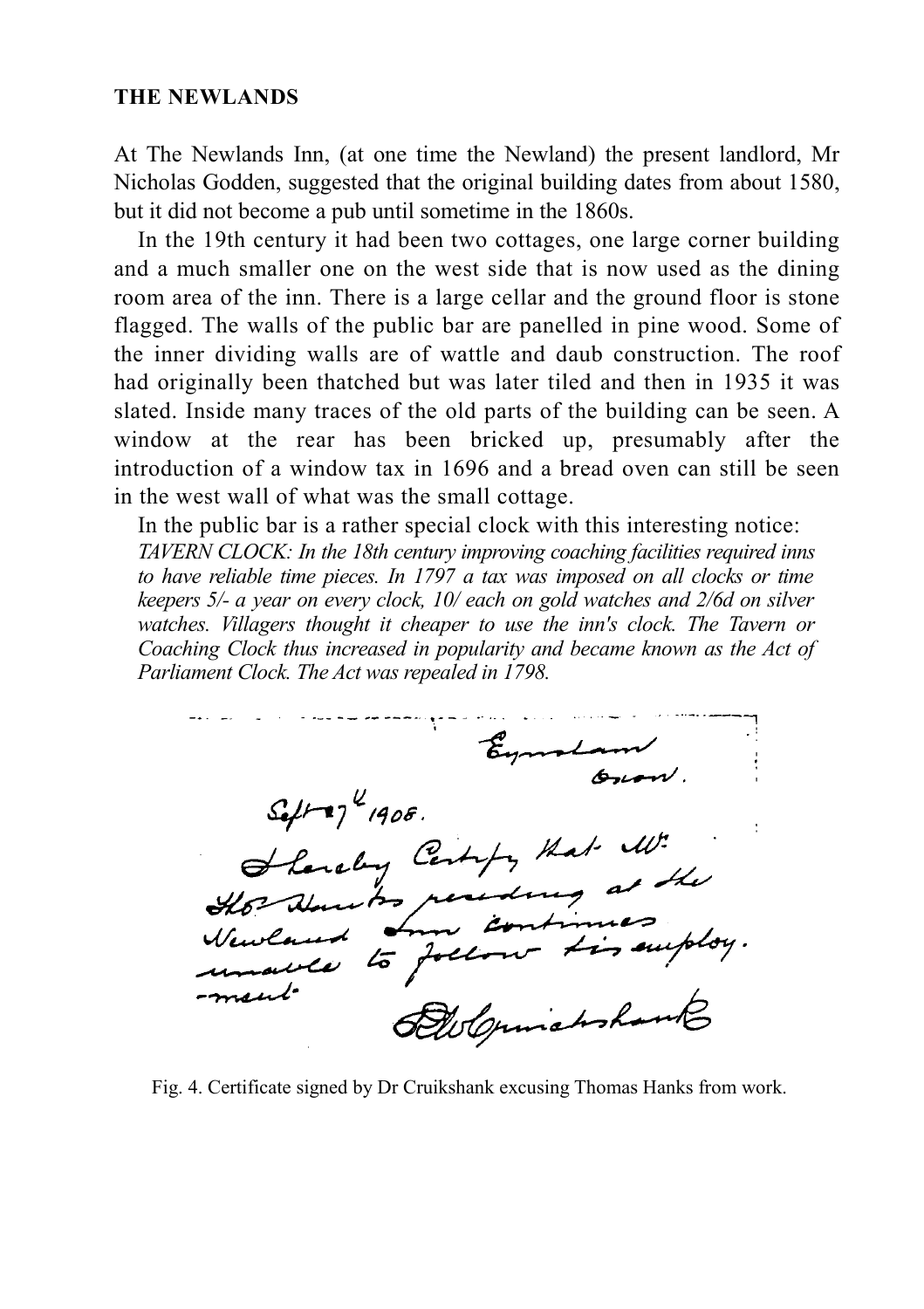**THE NEWLANDS**

At The Newlands Inn, (at one time the Newland) the present landlord, Mr Nicholas Godden, suggested that the original building dates from about 1580, but it did not become a pub until sometime in the 1860s.

In the 19th century it had been two cottages, one large corner building and a much smaller one on the west side that is now used as the dining room area of the inn. There is a large cellar and the ground floor is stone flagged. The walls of the public bar are panelled in pine wood. Some of the inner dividing walls are of wattle and daub construction. The roof had originally been thatched but was later tiled and then in 1935 it was slated. Inside many traces of the old parts of the building can be seen. A window at the rear has been bricked up, presumably after the introduction of a window tax in 1696 and a bread oven can still be seen in the west wall of what was the small cottage.

In the public bar is a rather special clock with this interesting notice:

*TAVERN CLOCK: In the 18th century improving coaching facilities required inns to have reliable time pieces. In 1797 a tax was imposed on all clocks or time keepers 5/- a year on every clock, 10/ each on gold watches and 2/6d on silver watches. Villagers thought it cheaper to use the inn's clock. The Tavern or Coaching Clock thus increased in popularity and became known as the Act of Parliament Clock. The Act was repealed in 1798.*

> Eynsham
> Oxon.
>
> Sept 27th 1908.
>
> I hereby Certify that Mr Thos Hanks residing at the Newland Inn continues unable to follow his employ-ment.
>
> DW Cruikshank

Fig. 4. Certificate signed by Dr Cruikshank excusing Thomas Hanks from work.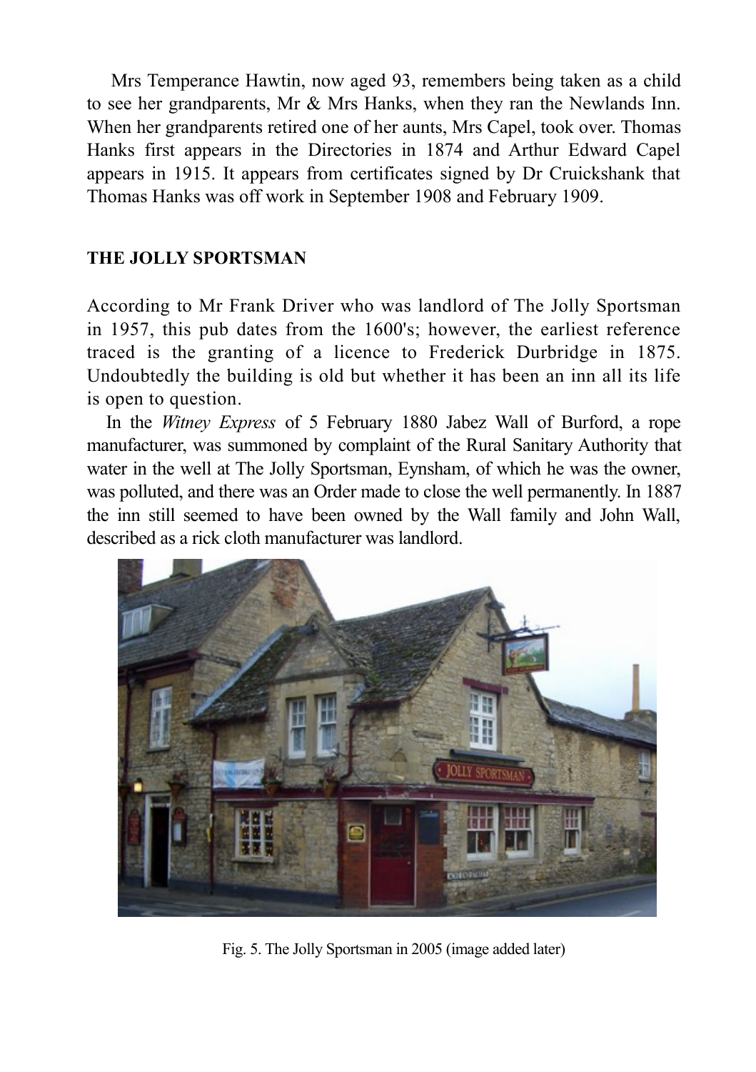Mrs Temperance Hawtin, now aged 93, remembers being taken as a child to see her grandparents, Mr & Mrs Hanks, when they ran the Newlands Inn. When her grandparents retired one of her aunts, Mrs Capel, took over. Thomas Hanks first appears in the Directories in 1874 and Arthur Edward Capel appears in 1915. It appears from certificates signed by Dr Cruickshank that Thomas Hanks was off work in September 1908 and February 1909.

## THE JOLLY SPORTSMAN

According to Mr Frank Driver who was landlord of The Jolly Sportsman in 1957, this pub dates from the 1600's; however, the earliest reference traced is the granting of a licence to Frederick Durbridge in 1875. Undoubtedly the building is old but whether it has been an inn all its life is open to question.

In the *Witney Express* of 5 February 1880 Jabez Wall of Burford, a rope manufacturer, was summoned by complaint of the Rural Sanitary Authority that water in the well at The Jolly Sportsman, Eynsham, of which he was the owner, was polluted, and there was an Order made to close the well permanently. In 1887 the inn still seemed to have been owned by the Wall family and John Wall, described as a rick cloth manufacturer was landlord.

Fig. 5. The Jolly Sportsman in 2005 (image added later)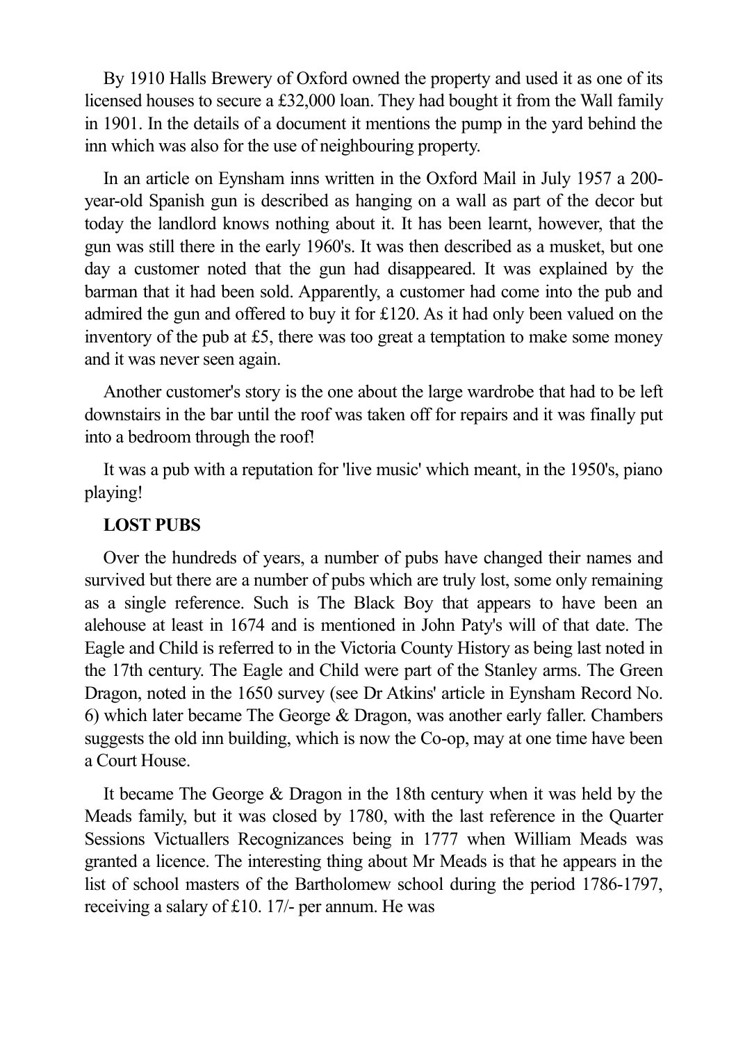By 1910 Halls Brewery of Oxford owned the property and used it as one of its licensed houses to secure a £32,000 loan. They had bought it from the Wall family in 1901. In the details of a document it mentions the pump in the yard behind the inn which was also for the use of neighbouring property.

In an article on Eynsham inns written in the Oxford Mail in July 1957 a 200-year-old Spanish gun is described as hanging on a wall as part of the decor but today the landlord knows nothing about it. It has been learnt, however, that the gun was still there in the early 1960's. It was then described as a musket, but one day a customer noted that the gun had disappeared. It was explained by the barman that it had been sold. Apparently, a customer had come into the pub and admired the gun and offered to buy it for £120. As it had only been valued on the inventory of the pub at £5, there was too great a temptation to make some money and it was never seen again.

Another customer's story is the one about the large wardrobe that had to be left downstairs in the bar until the roof was taken off for repairs and it was finally put into a bedroom through the roof!

It was a pub with a reputation for 'live music' which meant, in the 1950's, piano playing!

**LOST PUBS**

Over the hundreds of years, a number of pubs have changed their names and survived but there are a number of pubs which are truly lost, some only remaining as a single reference. Such is The Black Boy that appears to have been an alehouse at least in 1674 and is mentioned in John Paty's will of that date. The Eagle and Child is referred to in the Victoria County History as being last noted in the 17th century. The Eagle and Child were part of the Stanley arms. The Green Dragon, noted in the 1650 survey (see Dr Atkins' article in Eynsham Record No. 6) which later became The George & Dragon, was another early faller. Chambers suggests the old inn building, which is now the Co-op, may at one time have been a Court House.

It became The George & Dragon in the 18th century when it was held by the Meads family, but it was closed by 1780, with the last reference in the Quarter Sessions Victuallers Recognizances being in 1777 when William Meads was granted a licence. The interesting thing about Mr Meads is that he appears in the list of school masters of the Bartholomew school during the period 1786-1797, receiving a salary of £10. 17/- per annum. He was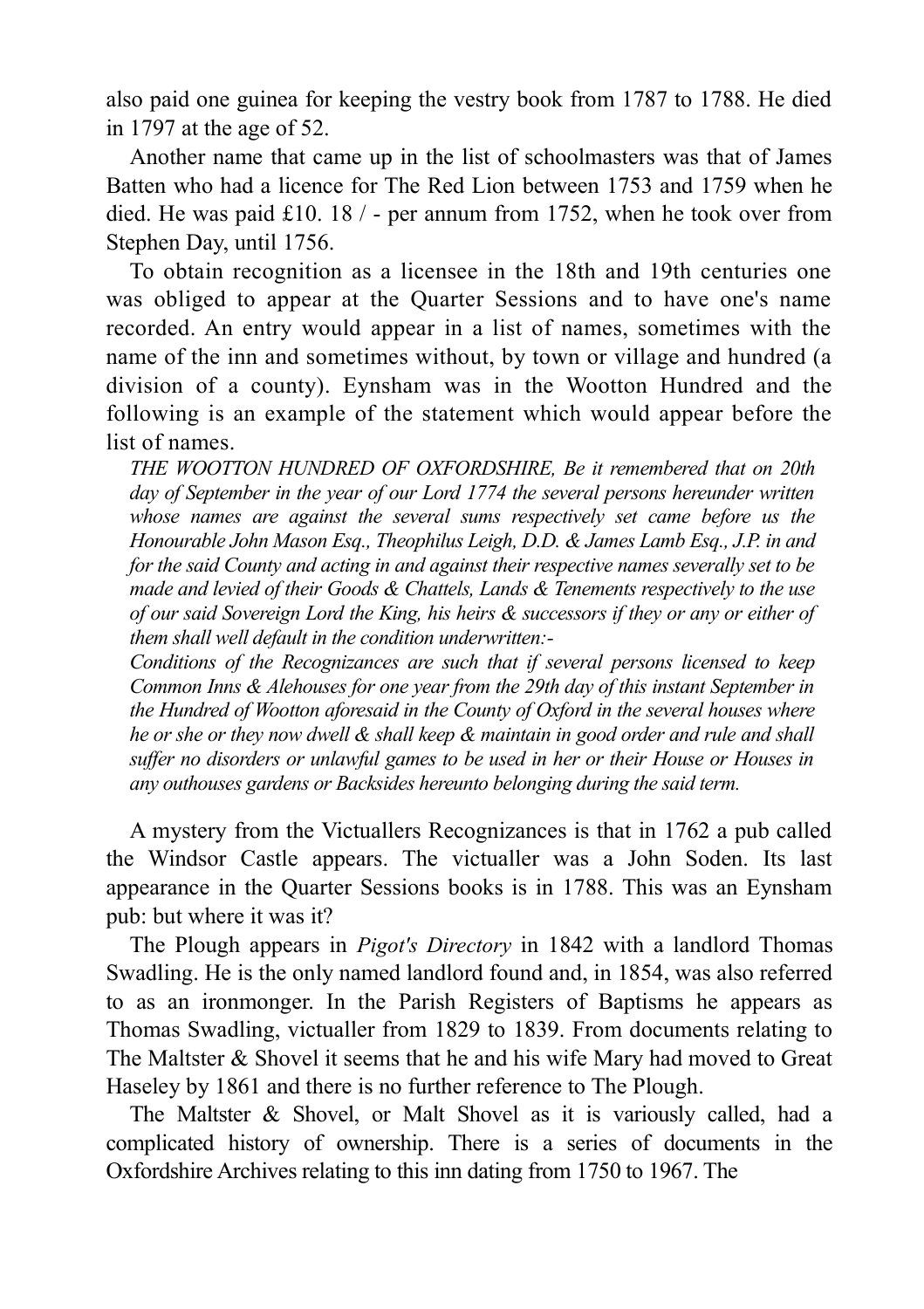also paid one guinea for keeping the vestry book from 1787 to 1788. He died in 1797 at the age of 52.

Another name that came up in the list of schoolmasters was that of James Batten who had a licence for The Red Lion between 1753 and 1759 when he died. He was paid £10. 18 / - per annum from 1752, when he took over from Stephen Day, until 1756.

To obtain recognition as a licensee in the 18th and 19th centuries one was obliged to appear at the Quarter Sessions and to have one's name recorded. An entry would appear in a list of names, sometimes with the name of the inn and sometimes without, by town or village and hundred (a division of a county). Eynsham was in the Wootton Hundred and the following is an example of the statement which would appear before the list of names.

*THE WOOTTON HUNDRED OF OXFORDSHIRE, Be it remembered that on 20th day of September in the year of our Lord 1774 the several persons hereunder written whose names are against the several sums respectively set came before us the Honourable John Mason Esq., Theophilus Leigh, D.D. & James Lamb Esq., J.P. in and for the said County and acting in and against their respective names severally set to be made and levied of their Goods & Chattels, Lands & Tenements respectively to the use of our said Sovereign Lord the King, his heirs & successors if they or any or either of them shall well default in the condition underwritten:-*

*Conditions of the Recognizances are such that if several persons licensed to keep Common Inns & Alehouses for one year from the 29th day of this instant September in the Hundred of Wootton aforesaid in the County of Oxford in the several houses where he or she or they now dwell & shall keep & maintain in good order and rule and shall suffer no disorders or unlawful games to be used in her or their House or Houses in any outhouses gardens or Backsides hereunto belonging during the said term.*

A mystery from the Victuallers Recognizances is that in 1762 a pub called the Windsor Castle appears. The victualler was a John Soden. Its last appearance in the Quarter Sessions books is in 1788. This was an Eynsham pub: but where it was it?

The Plough appears in *Pigot's Directory* in 1842 with a landlord Thomas Swadling. He is the only named landlord found and, in 1854, was also referred to as an ironmonger. In the Parish Registers of Baptisms he appears as Thomas Swadling, victualler from 1829 to 1839. From documents relating to The Maltster & Shovel it seems that he and his wife Mary had moved to Great Haseley by 1861 and there is no further reference to The Plough.

The Maltster & Shovel, or Malt Shovel as it is variously called, had a complicated history of ownership. There is a series of documents in the Oxfordshire Archives relating to this inn dating from 1750 to 1967. The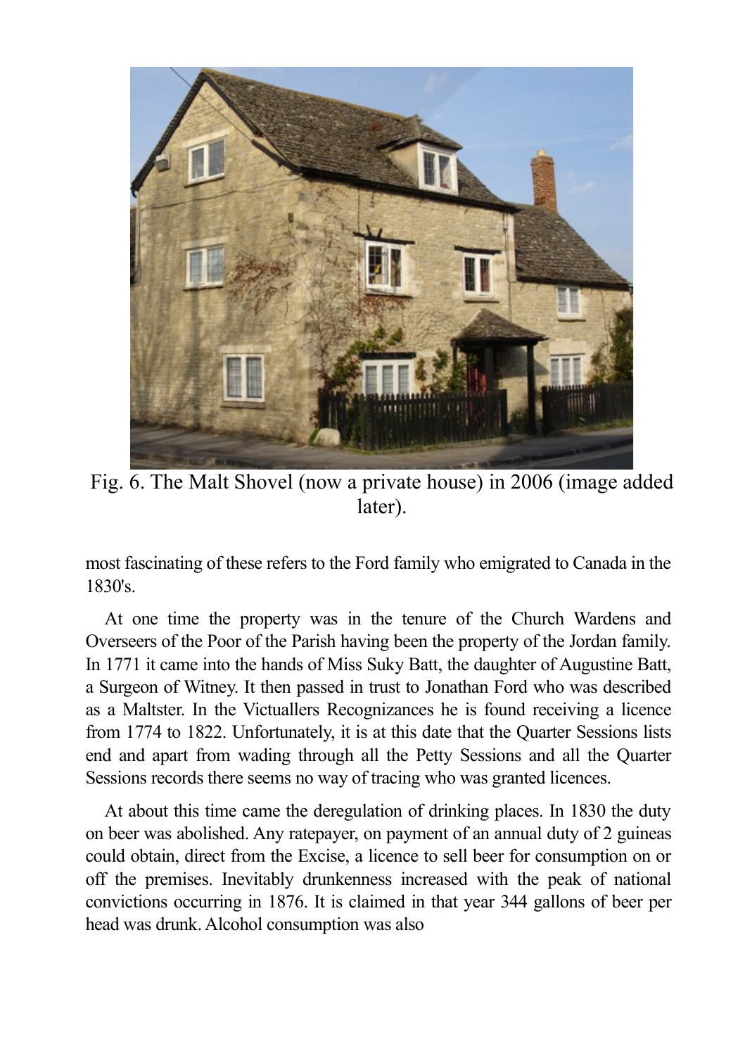Fig. 6. The Malt Shovel (now a private house) in 2006 (image added later).

most fascinating of these refers to the Ford family who emigrated to Canada in the 1830's.

At one time the property was in the tenure of the Church Wardens and Overseers of the Poor of the Parish having been the property of the Jordan family. In 1771 it came into the hands of Miss Suky Batt, the daughter of Augustine Batt, a Surgeon of Witney. It then passed in trust to Jonathan Ford who was described as a Maltster. In the Victuallers Recognizances he is found receiving a licence from 1774 to 1822. Unfortunately, it is at this date that the Quarter Sessions lists end and apart from wading through all the Petty Sessions and all the Quarter Sessions records there seems no way of tracing who was granted licences.

At about this time came the deregulation of drinking places. In 1830 the duty on beer was abolished. Any ratepayer, on payment of an annual duty of 2 guineas could obtain, direct from the Excise, a licence to sell beer for consumption on or off the premises. Inevitably drunkenness increased with the peak of national convictions occurring in 1876. It is claimed in that year 344 gallons of beer per head was drunk. Alcohol consumption was also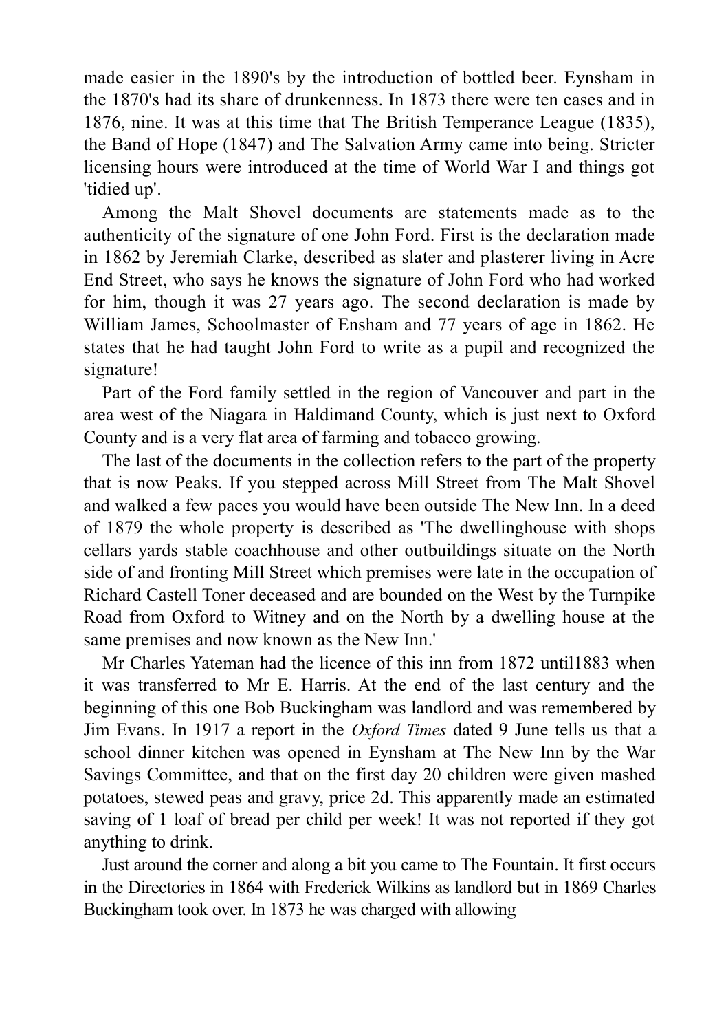made easier in the 1890's by the introduction of bottled beer. Eynsham in the 1870's had its share of drunkenness. In 1873 there were ten cases and in 1876, nine. It was at this time that The British Temperance League (1835), the Band of Hope (1847) and The Salvation Army came into being. Stricter licensing hours were introduced at the time of World War I and things got 'tidied up'.

Among the Malt Shovel documents are statements made as to the authenticity of the signature of one John Ford. First is the declaration made in 1862 by Jeremiah Clarke, described as slater and plasterer living in Acre End Street, who says he knows the signature of John Ford who had worked for him, though it was 27 years ago. The second declaration is made by William James, Schoolmaster of Ensham and 77 years of age in 1862. He states that he had taught John Ford to write as a pupil and recognized the signature!

Part of the Ford family settled in the region of Vancouver and part in the area west of the Niagara in Haldimand County, which is just next to Oxford County and is a very flat area of farming and tobacco growing.

The last of the documents in the collection refers to the part of the property that is now Peaks. If you stepped across Mill Street from The Malt Shovel and walked a few paces you would have been outside The New Inn. In a deed of 1879 the whole property is described as 'The dwellinghouse with shops cellars yards stable coachhouse and other outbuildings situate on the North side of and fronting Mill Street which premises were late in the occupation of Richard Castell Toner deceased and are bounded on the West by the Turnpike Road from Oxford to Witney and on the North by a dwelling house at the same premises and now known as the New Inn.'

Mr Charles Yateman had the licence of this inn from 1872 until1883 when it was transferred to Mr E. Harris. At the end of the last century and the beginning of this one Bob Buckingham was landlord and was remembered by Jim Evans. In 1917 a report in the *Oxford Times* dated 9 June tells us that a school dinner kitchen was opened in Eynsham at The New Inn by the War Savings Committee, and that on the first day 20 children were given mashed potatoes, stewed peas and gravy, price 2d. This apparently made an estimated saving of 1 loaf of bread per child per week! It was not reported if they got anything to drink.

Just around the corner and along a bit you came to The Fountain. It first occurs in the Directories in 1864 with Frederick Wilkins as landlord but in 1869 Charles Buckingham took over. In 1873 he was charged with allowing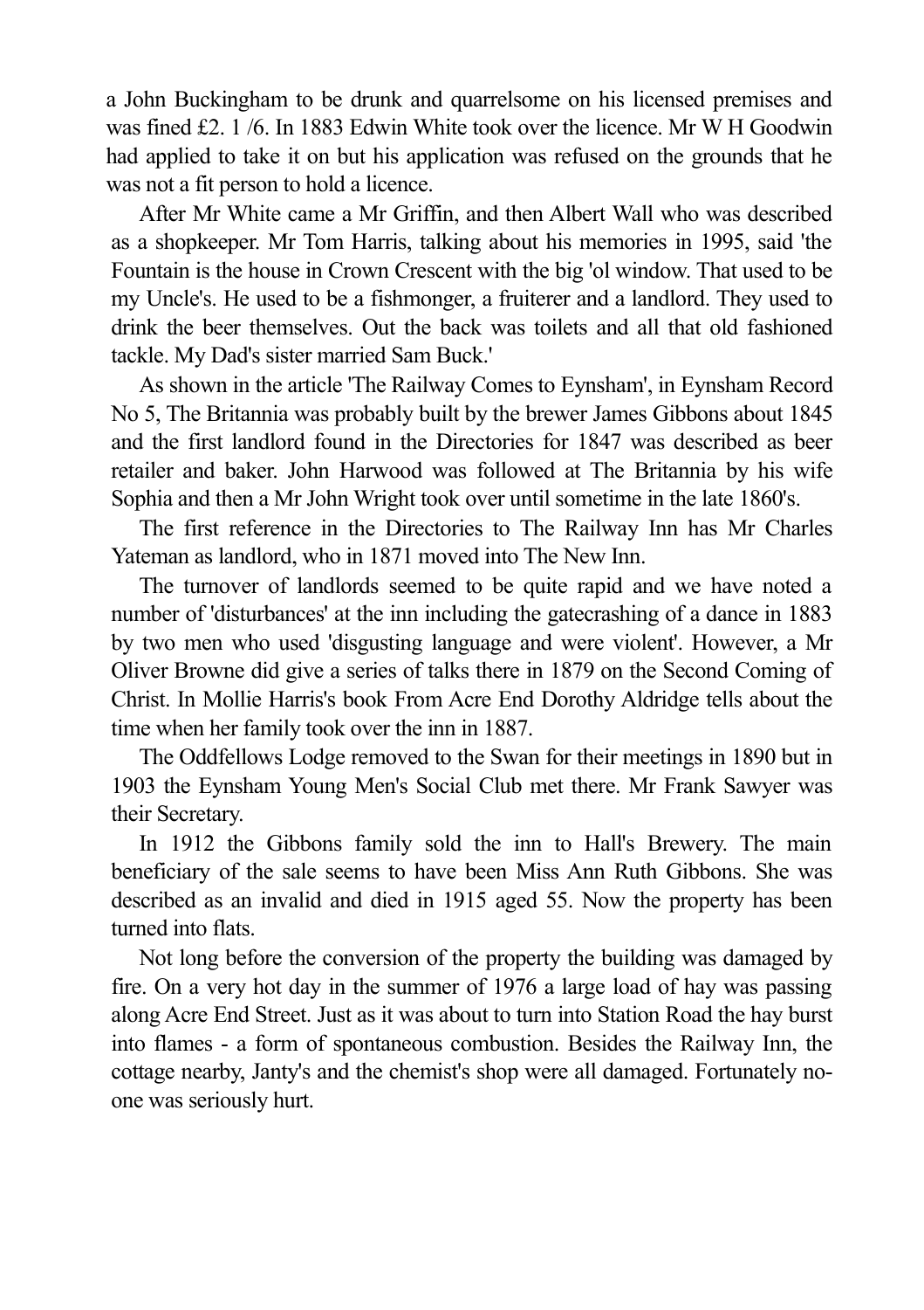a John Buckingham to be drunk and quarrelsome on his licensed premises and was fined £2. 1 /6. In 1883 Edwin White took over the licence. Mr W H Goodwin had applied to take it on but his application was refused on the grounds that he was not a fit person to hold a licence.

After Mr White came a Mr Griffin, and then Albert Wall who was described as a shopkeeper. Mr Tom Harris, talking about his memories in 1995, said 'the Fountain is the house in Crown Crescent with the big 'ol window. That used to be my Uncle's. He used to be a fishmonger, a fruiterer and a landlord. They used to drink the beer themselves. Out the back was toilets and all that old fashioned tackle. My Dad's sister married Sam Buck.'

As shown in the article 'The Railway Comes to Eynsham', in Eynsham Record No 5, The Britannia was probably built by the brewer James Gibbons about 1845 and the first landlord found in the Directories for 1847 was described as beer retailer and baker. John Harwood was followed at The Britannia by his wife Sophia and then a Mr John Wright took over until sometime in the late 1860's.

The first reference in the Directories to The Railway Inn has Mr Charles Yateman as landlord, who in 1871 moved into The New Inn.

The turnover of landlords seemed to be quite rapid and we have noted a number of 'disturbances' at the inn including the gatecrashing of a dance in 1883 by two men who used 'disgusting language and were violent'. However, a Mr Oliver Browne did give a series of talks there in 1879 on the Second Coming of Christ. In Mollie Harris's book From Acre End Dorothy Aldridge tells about the time when her family took over the inn in 1887.

The Oddfellows Lodge removed to the Swan for their meetings in 1890 but in 1903 the Eynsham Young Men's Social Club met there. Mr Frank Sawyer was their Secretary.

In 1912 the Gibbons family sold the inn to Hall's Brewery. The main beneficiary of the sale seems to have been Miss Ann Ruth Gibbons. She was described as an invalid and died in 1915 aged 55. Now the property has been turned into flats.

Not long before the conversion of the property the building was damaged by fire. On a very hot day in the summer of 1976 a large load of hay was passing along Acre End Street. Just as it was about to turn into Station Road the hay burst into flames - a form of spontaneous combustion. Besides the Railway Inn, the cottage nearby, Janty's and the chemist's shop were all damaged. Fortunately no-one was seriously hurt.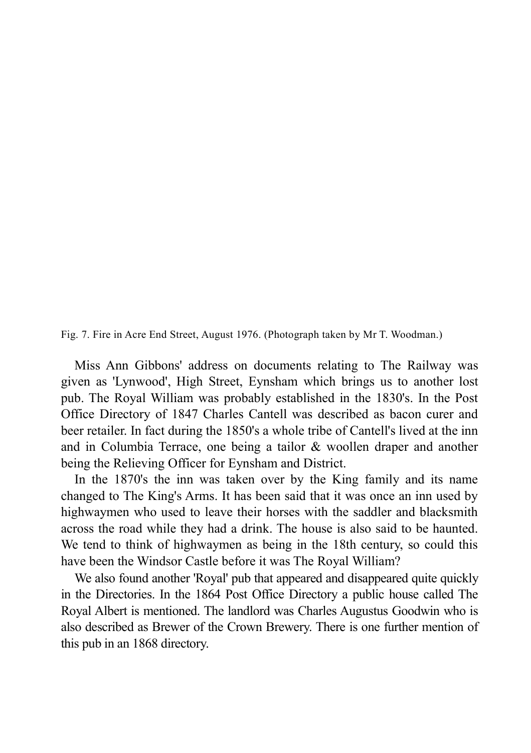Fig. 7. Fire in Acre End Street, August 1976. (Photograph taken by Mr T. Woodman.)

Miss Ann Gibbons' address on documents relating to The Railway was given as 'Lynwood', High Street, Eynsham which brings us to another lost pub. The Royal William was probably established in the 1830's. In the Post Office Directory of 1847 Charles Cantell was described as bacon curer and beer retailer. In fact during the 1850's a whole tribe of Cantell's lived at the inn and in Columbia Terrace, one being a tailor & woollen draper and another being the Relieving Officer for Eynsham and District.

In the 1870's the inn was taken over by the King family and its name changed to The King's Arms. It has been said that it was once an inn used by highwaymen who used to leave their horses with the saddler and blacksmith across the road while they had a drink. The house is also said to be haunted. We tend to think of highwaymen as being in the 18th century, so could this have been the Windsor Castle before it was The Royal William?

We also found another 'Royal' pub that appeared and disappeared quite quickly in the Directories. In the 1864 Post Office Directory a public house called The Royal Albert is mentioned. The landlord was Charles Augustus Goodwin who is also described as Brewer of the Crown Brewery. There is one further mention of this pub in an 1868 directory.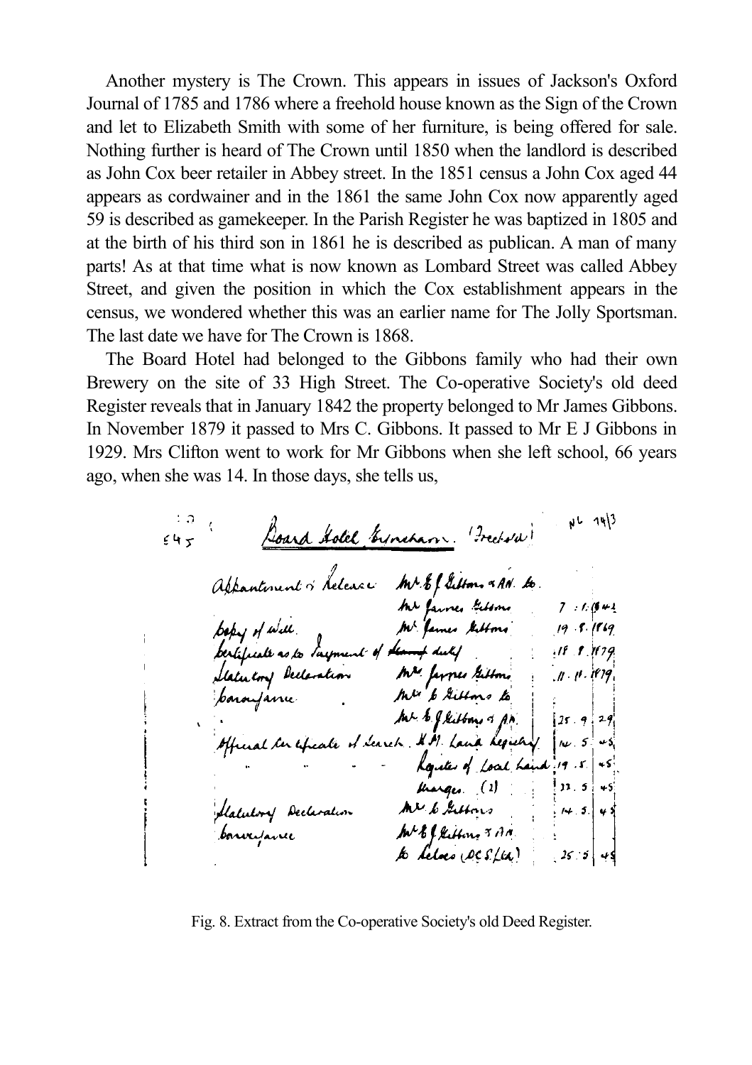Another mystery is The Crown. This appears in issues of Jackson's Oxford Journal of 1785 and 1786 where a freehold house known as the Sign of the Crown and let to Elizabeth Smith with some of her furniture, is being offered for sale. Nothing further is heard of The Crown until 1850 when the landlord is described as John Cox beer retailer in Abbey street. In the 1851 census a John Cox aged 44 appears as cordwainer and in the 1861 the same John Cox now apparently aged 59 is described as gamekeeper. In the Parish Register he was baptized in 1805 and at the birth of his third son in 1861 he is described as publican. A man of many parts! As at that time what is now known as Lombard Street was called Abbey Street, and given the position in which the Cox establishment appears in the census, we wondered whether this was an earlier name for The Jolly Sportsman. The last date we have for The Crown is 1868.

The Board Hotel had belonged to the Gibbons family who had their own Brewery on the site of 33 High Street. The Co-operative Society's old deed Register reveals that in January 1842 the property belonged to Mr James Gibbons. In November 1879 it passed to Mrs C. Gibbons. It passed to Mr E J Gibbons in 1929. Mrs Clifton went to work for Mr Gibbons when she left school, 66 years ago, when she was 14. In those days, she tells us,

Fig. 8. Extract from the Co-operative Society's old Deed Register.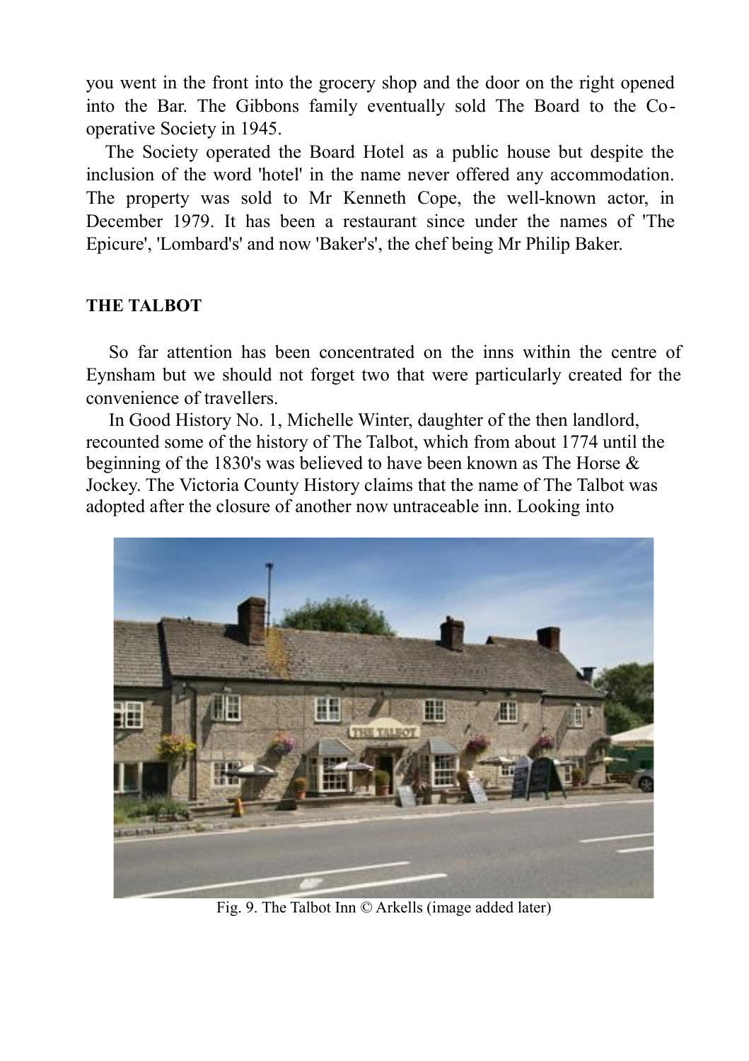you went in the front into the grocery shop and the door on the right opened into the Bar. The Gibbons family eventually sold The Board to the Co-operative Society in 1945.

The Society operated the Board Hotel as a public house but despite the inclusion of the word 'hotel' in the name never offered any accommodation. The property was sold to Mr Kenneth Cope, the well-known actor, in December 1979. It has been a restaurant since under the names of 'The Epicure', 'Lombard's' and now 'Baker's', the chef being Mr Philip Baker.

### THE TALBOT

So far attention has been concentrated on the inns within the centre of Eynsham but we should not forget two that were particularly created for the convenience of travellers.

In Good History No. 1, Michelle Winter, daughter of the then landlord, recounted some of the history of The Talbot, which from about 1774 until the beginning of the 1830's was believed to have been known as The Horse & Jockey. The Victoria County History claims that the name of The Talbot was adopted after the closure of another now untraceable inn. Looking into

Fig. 9. The Talbot Inn © Arkells (image added later)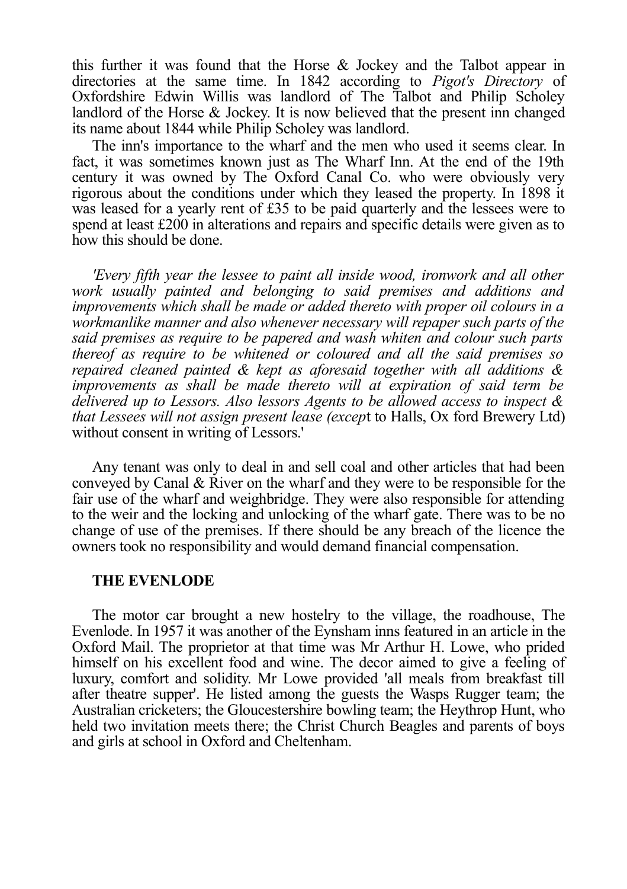this further it was found that the Horse & Jockey and the Talbot appear in directories at the same time. In 1842 according to *Pigot's Directory* of Oxfordshire Edwin Willis was landlord of The Talbot and Philip Scholey landlord of the Horse & Jockey. It is now believed that the present inn changed its name about 1844 while Philip Scholey was landlord.

The inn's importance to the wharf and the men who used it seems clear. In fact, it was sometimes known just as The Wharf Inn. At the end of the 19th century it was owned by The Oxford Canal Co. who were obviously very rigorous about the conditions under which they leased the property. In 1898 it was leased for a yearly rent of £35 to be paid quarterly and the lessees were to spend at least £200 in alterations and repairs and specific details were given as to how this should be done.

*'Every fifth year the lessee to paint all inside wood, ironwork and all other work usually painted and belonging to said premises and additions and improvements which shall be made or added thereto with proper oil colours in a workmanlike manner and also whenever necessary will repaper such parts of the said premises as require to be papered and wash whiten and colour such parts thereof as require to be whitened or coloured and all the said premises so repaired cleaned painted & kept as aforesaid together with all additions & improvements as shall be made thereto will at expiration of said term be delivered up to Lessors. Also lessors Agents to be allowed access to inspect & that Lessees will not assign present lease (excep*t to Halls, Ox ford Brewery Ltd) without consent in writing of Lessors.'

Any tenant was only to deal in and sell coal and other articles that had been conveyed by Canal & River on the wharf and they were to be responsible for the fair use of the wharf and weighbridge. They were also responsible for attending to the weir and the locking and unlocking of the wharf gate. There was to be no change of use of the premises. If there should be any breach of the licence the owners took no responsibility and would demand financial compensation.

## THE EVENLODE

The motor car brought a new hostelry to the village, the roadhouse, The Evenlode. In 1957 it was another of the Eynsham inns featured in an article in the Oxford Mail. The proprietor at that time was Mr Arthur H. Lowe, who prided himself on his excellent food and wine. The decor aimed to give a feeling of luxury, comfort and solidity. Mr Lowe provided 'all meals from breakfast till after theatre supper'. He listed among the guests the Wasps Rugger team; the Australian cricketers; the Gloucestershire bowling team; the Heythrop Hunt, who held two invitation meets there; the Christ Church Beagles and parents of boys and girls at school in Oxford and Cheltenham.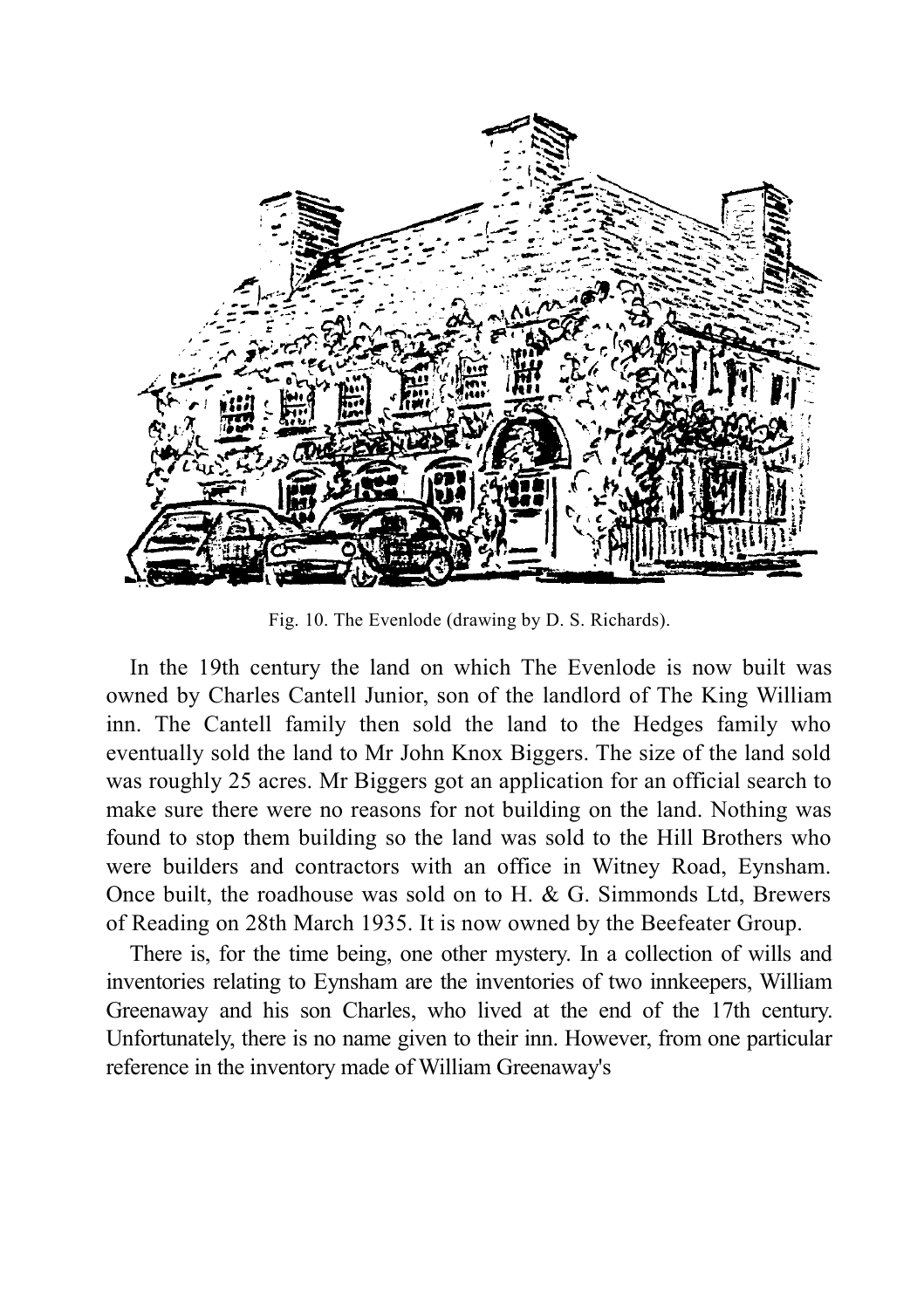Fig. 10. The Evenlode (drawing by D. S. Richards).

In the 19th century the land on which The Evenlode is now built was owned by Charles Cantell Junior, son of the landlord of The King William inn. The Cantell family then sold the land to the Hedges family who eventually sold the land to Mr John Knox Biggers. The size of the land sold was roughly 25 acres. Mr Biggers got an application for an official search to make sure there were no reasons for not building on the land. Nothing was found to stop them building so the land was sold to the Hill Brothers who were builders and contractors with an office in Witney Road, Eynsham. Once built, the roadhouse was sold on to H. & G. Simmonds Ltd, Brewers of Reading on 28th March 1935. It is now owned by the Beefeater Group.

There is, for the time being, one other mystery. In a collection of wills and inventories relating to Eynsham are the inventories of two innkeepers, William Greenaway and his son Charles, who lived at the end of the 17th century. Unfortunately, there is no name given to their inn. However, from one particular reference in the inventory made of William Greenaway's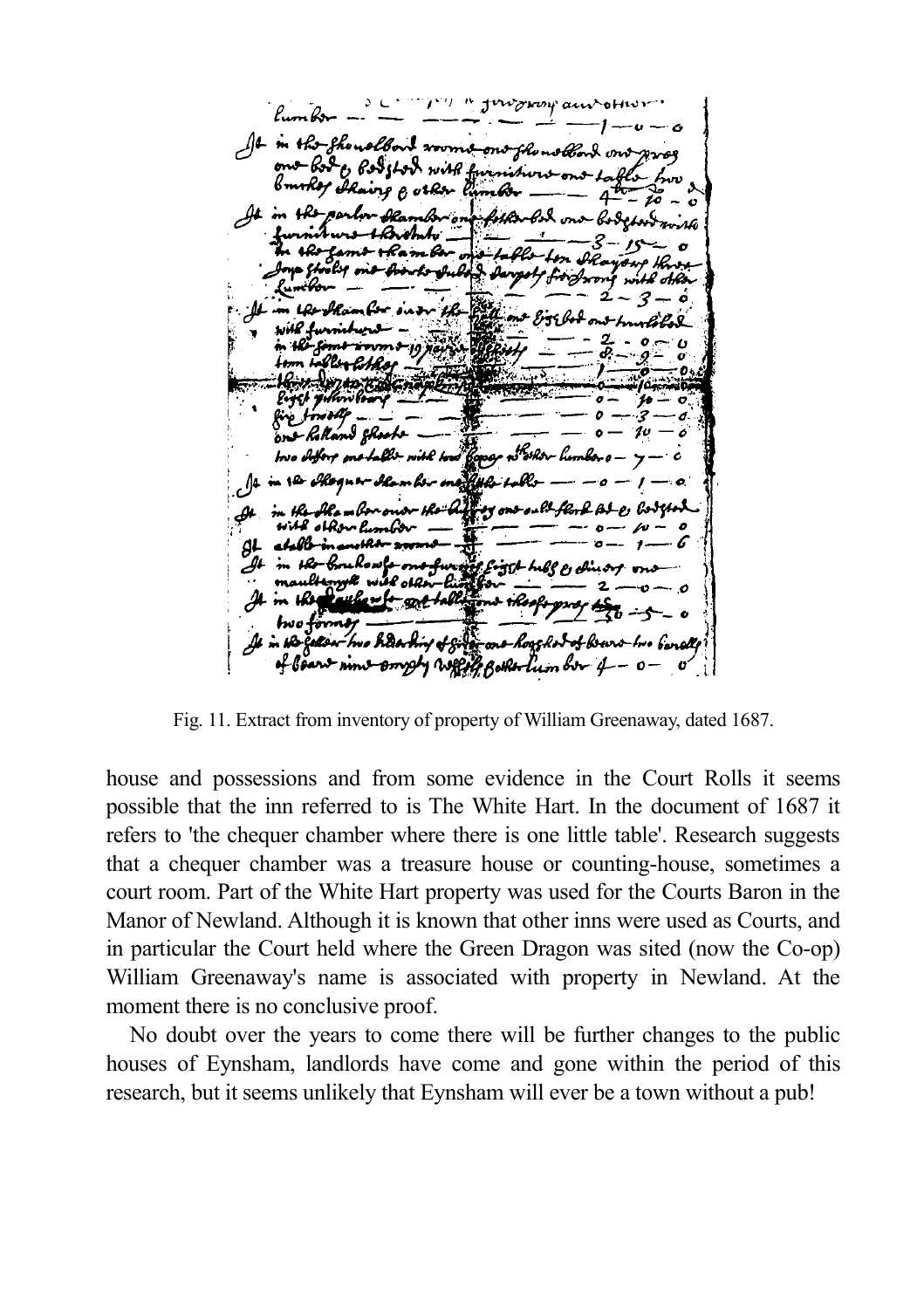Fig. 11. Extract from inventory of property of William Greenaway, dated 1687.

house and possessions and from some evidence in the Court Rolls it seems possible that the inn referred to is The White Hart. In the document of 1687 it refers to 'the chequer chamber where there is one little table'. Research suggests that a chequer chamber was a treasure house or counting-house, sometimes a court room. Part of the White Hart property was used for the Courts Baron in the Manor of Newland. Although it is known that other inns were used as Courts, and in particular the Court held where the Green Dragon was sited (now the Co-op) William Greenaway's name is associated with property in Newland. At the moment there is no conclusive proof.

No doubt over the years to come there will be further changes to the public houses of Eynsham, landlords have come and gone within the period of this research, but it seems unlikely that Eynsham will ever be a town without a pub!